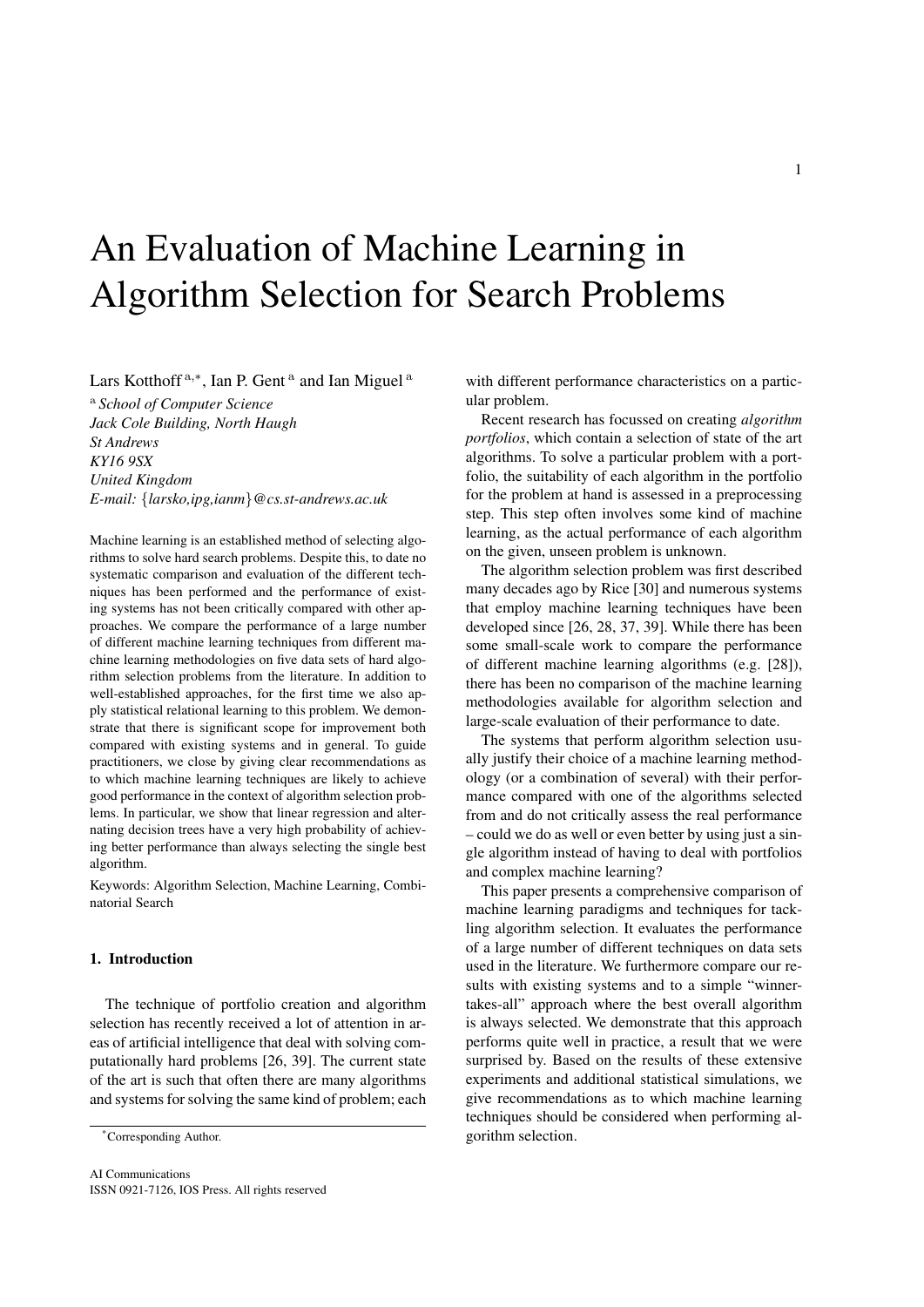# An Evaluation of Machine Learning in Algorithm Selection for Search Problems

Lars Kotthoff [a,*], Ian P. Gent [a] and Ian Miguel [a]

[a] *School of Computer Science*
*Jack Cole Building, North Haugh*
*St Andrews*
*KY16 9SX*
*United Kingdom*
*E-mail: {larsko,ipg,ianm}@cs.st-andrews.ac.uk*

Machine learning is an established method of selecting algorithms to solve hard search problems. Despite this, to date no systematic comparison and evaluation of the different techniques has been performed and the performance of existing systems has not been critically compared with other approaches. We compare the performance of a large number of different machine learning techniques from different machine learning methodologies on five data sets of hard algorithm selection problems from the literature. In addition to well-established approaches, for the first time we also apply statistical relational learning to this problem. We demonstrate that there is significant scope for improvement both compared with existing systems and in general. To guide practitioners, we close by giving clear recommendations as to which machine learning techniques are likely to achieve good performance in the context of algorithm selection problems. In particular, we show that linear regression and alternating decision trees have a very high probability of achieving better performance than always selecting the single best algorithm.

Keywords: Algorithm Selection, Machine Learning, Combinatorial Search

## 1. Introduction

The technique of portfolio creation and algorithm selection has recently received a lot of attention in areas of artificial intelligence that deal with solving computationally hard problems [26, 39]. The current state of the art is such that often there are many algorithms and systems for solving the same kind of problem; each with different performance characteristics on a particular problem.

Recent research has focussed on creating *algorithm portfolios*, which contain a selection of state of the art algorithms. To solve a particular problem with a portfolio, the suitability of each algorithm in the portfolio for the problem at hand is assessed in a preprocessing step. This step often involves some kind of machine learning, as the actual performance of each algorithm on the given, unseen problem is unknown.

The algorithm selection problem was first described many decades ago by Rice [30] and numerous systems that employ machine learning techniques have been developed since [26, 28, 37, 39]. While there has been some small-scale work to compare the performance of different machine learning algorithms (e.g. [28]), there has been no comparison of the machine learning methodologies available for algorithm selection and large-scale evaluation of their performance to date.

The systems that perform algorithm selection usually justify their choice of a machine learning methodology (or a combination of several) with their performance compared with one of the algorithms selected from and do not critically assess the real performance – could we do as well or even better by using just a single algorithm instead of having to deal with portfolios and complex machine learning?

This paper presents a comprehensive comparison of machine learning paradigms and techniques for tackling algorithm selection. It evaluates the performance of a large number of different techniques on data sets used in the literature. We furthermore compare our results with existing systems and to a simple "winner-takes-all" approach where the best overall algorithm is always selected. We demonstrate that this approach performs quite well in practice, a result that we were surprised by. Based on the results of these extensive experiments and additional statistical simulations, we give recommendations as to which machine learning techniques should be considered when performing algorithm selection.

*Corresponding Author.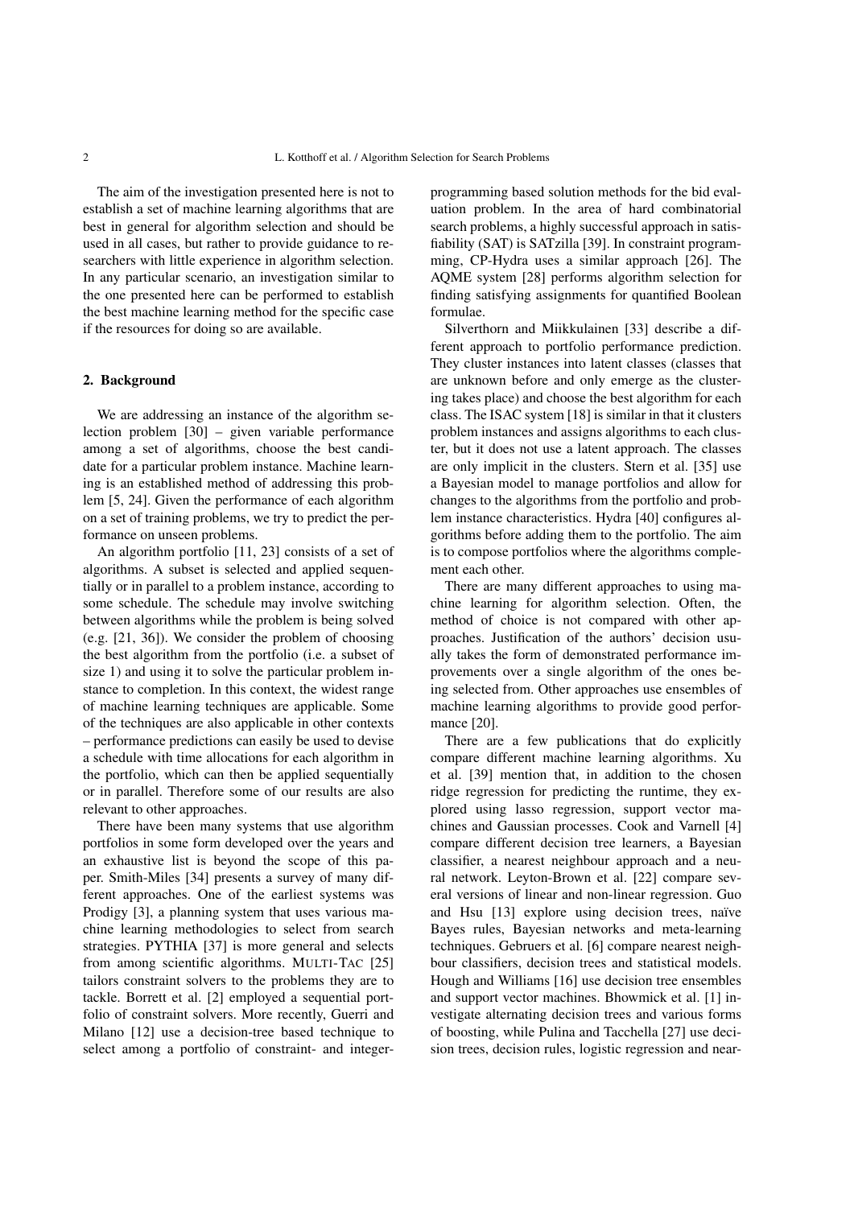The aim of the investigation presented here is not to establish a set of machine learning algorithms that are best in general for algorithm selection and should be used in all cases, but rather to provide guidance to researchers with little experience in algorithm selection. In any particular scenario, an investigation similar to the one presented here can be performed to establish the best machine learning method for the specific case if the resources for doing so are available.

## 2. Background

We are addressing an instance of the algorithm selection problem [30] – given variable performance among a set of algorithms, choose the best candidate for a particular problem instance. Machine learning is an established method of addressing this problem [5, 24]. Given the performance of each algorithm on a set of training problems, we try to predict the performance on unseen problems.

An algorithm portfolio [11, 23] consists of a set of algorithms. A subset is selected and applied sequentially or in parallel to a problem instance, according to some schedule. The schedule may involve switching between algorithms while the problem is being solved (e.g. [21, 36]). We consider the problem of choosing the best algorithm from the portfolio (i.e. a subset of size 1) and using it to solve the particular problem instance to completion. In this context, the widest range of machine learning techniques are applicable. Some of the techniques are also applicable in other contexts – performance predictions can easily be used to devise a schedule with time allocations for each algorithm in the portfolio, which can then be applied sequentially or in parallel. Therefore some of our results are also relevant to other approaches.

There have been many systems that use algorithm portfolios in some form developed over the years and an exhaustive list is beyond the scope of this paper. Smith-Miles [34] presents a survey of many different approaches. One of the earliest systems was Prodigy [3], a planning system that uses various machine learning methodologies to select from search strategies. PYTHIA [37] is more general and selects from among scientific algorithms. MULTI-TAC [25] tailors constraint solvers to the problems they are to tackle. Borrett et al. [2] employed a sequential portfolio of constraint solvers. More recently, Guerri and Milano [12] use a decision-tree based technique to select among a portfolio of constraint- and integer-programming based solution methods for the bid evaluation problem. In the area of hard combinatorial search problems, a highly successful approach in satisfiability (SAT) is SATzilla [39]. In constraint programming, CP-Hydra uses a similar approach [26]. The AQME system [28] performs algorithm selection for finding satisfying assignments for quantified Boolean formulae.

Silverthorn and Miikkulainen [33] describe a different approach to portfolio performance prediction. They cluster instances into latent classes (classes that are unknown before and only emerge as the clustering takes place) and choose the best algorithm for each class. The ISAC system [18] is similar in that it clusters problem instances and assigns algorithms to each cluster, but it does not use a latent approach. The classes are only implicit in the clusters. Stern et al. [35] use a Bayesian model to manage portfolios and allow for changes to the algorithms from the portfolio and problem instance characteristics. Hydra [40] configures algorithms before adding them to the portfolio. The aim is to compose portfolios where the algorithms complement each other.

There are many different approaches to using machine learning for algorithm selection. Often, the method of choice is not compared with other approaches. Justification of the authors' decision usually takes the form of demonstrated performance improvements over a single algorithm of the ones being selected from. Other approaches use ensembles of machine learning algorithms to provide good performance [20].

There are a few publications that do explicitly compare different machine learning algorithms. Xu et al. [39] mention that, in addition to the chosen ridge regression for predicting the runtime, they explored using lasso regression, support vector machines and Gaussian processes. Cook and Varnell [4] compare different decision tree learners, a Bayesian classifier, a nearest neighbour approach and a neural network. Leyton-Brown et al. [22] compare several versions of linear and non-linear regression. Guo and Hsu [13] explore using decision trees, naïve Bayes rules, Bayesian networks and meta-learning techniques. Gebruers et al. [6] compare nearest neighbour classifiers, decision trees and statistical models. Hough and Williams [16] use decision tree ensembles and support vector machines. Bhowmick et al. [1] investigate alternating decision trees and various forms of boosting, while Pulina and Tacchella [27] use decision trees, decision rules, logistic regression and near-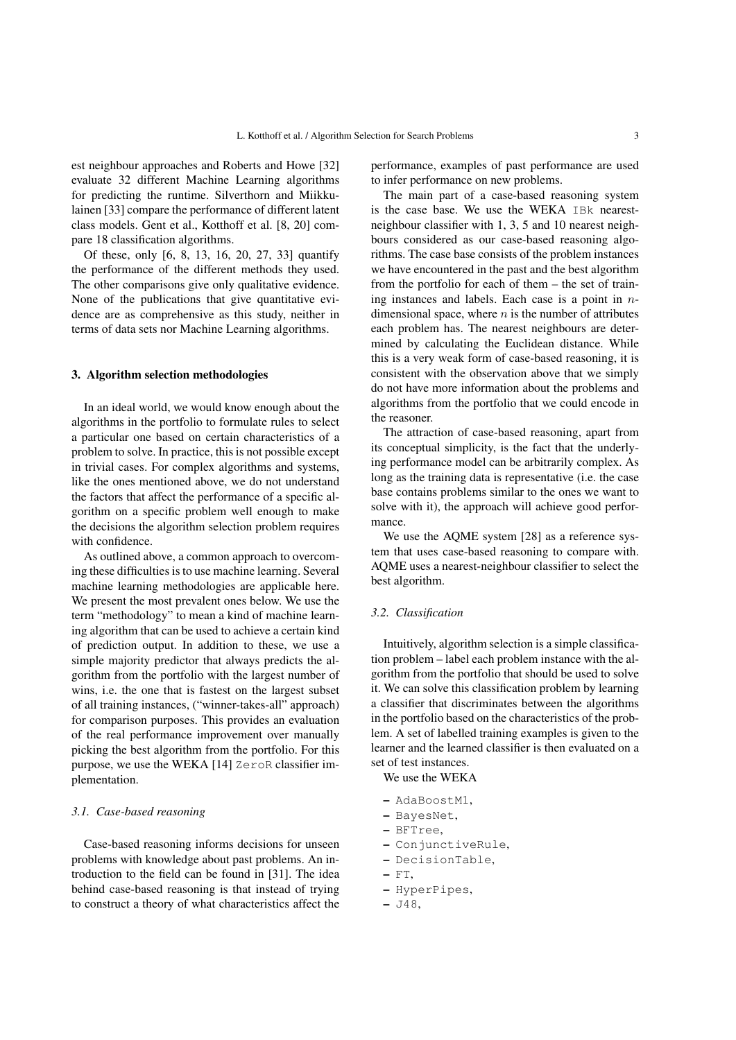est neighbour approaches and Roberts and Howe [32] evaluate 32 different Machine Learning algorithms for predicting the runtime. Silverthorn and Miikkulainen [33] compare the performance of different latent class models. Gent et al., Kotthoff et al. [8, 20] compare 18 classification algorithms.

Of these, only [6, 8, 13, 16, 20, 27, 33] quantify the performance of the different methods they used. The other comparisons give only qualitative evidence. None of the publications that give quantitative evidence are as comprehensive as this study, neither in terms of data sets nor Machine Learning algorithms.

## 3. Algorithm selection methodologies

In an ideal world, we would know enough about the algorithms in the portfolio to formulate rules to select a particular one based on certain characteristics of a problem to solve. In practice, this is not possible except in trivial cases. For complex algorithms and systems, like the ones mentioned above, we do not understand the factors that affect the performance of a specific algorithm on a specific problem well enough to make the decisions the algorithm selection problem requires with confidence.

As outlined above, a common approach to overcoming these difficulties is to use machine learning. Several machine learning methodologies are applicable here. We present the most prevalent ones below. We use the term "methodology" to mean a kind of machine learning algorithm that can be used to achieve a certain kind of prediction output. In addition to these, we use a simple majority predictor that always predicts the algorithm from the portfolio with the largest number of wins, i.e. the one that is fastest on the largest subset of all training instances, ("winner-takes-all" approach) for comparison purposes. This provides an evaluation of the real performance improvement over manually picking the best algorithm from the portfolio. For this purpose, we use the WEKA [14] `ZeroR` classifier implementation.

### 3.1. Case-based reasoning

Case-based reasoning informs decisions for unseen problems with knowledge about past problems. An introduction to the field can be found in [31]. The idea behind case-based reasoning is that instead of trying to construct a theory of what characteristics affect the performance, examples of past performance are used to infer performance on new problems.

The main part of a case-based reasoning system is the case base. We use the WEKA `IBk` nearest-neighbour classifier with 1, 3, 5 and 10 nearest neighbours considered as our case-based reasoning algorithms. The case base consists of the problem instances we have encountered in the past and the best algorithm from the portfolio for each of them – the set of training instances and labels. Each case is a point in $n$-dimensional space, where $n$ is the number of attributes each problem has. The nearest neighbours are determined by calculating the Euclidean distance. While this is a very weak form of case-based reasoning, it is consistent with the observation above that we simply do not have more information about the problems and algorithms from the portfolio that we could encode in the reasoner.

The attraction of case-based reasoning, apart from its conceptual simplicity, is the fact that the underlying performance model can be arbitrarily complex. As long as the training data is representative (i.e. the case base contains problems similar to the ones we want to solve with it), the approach will achieve good performance.

We use the AQME system [28] as a reference system that uses case-based reasoning to compare with. AQME uses a nearest-neighbour classifier to select the best algorithm.

### 3.2. Classification

Intuitively, algorithm selection is a simple classification problem – label each problem instance with the algorithm from the portfolio that should be used to solve it. We can solve this classification problem by learning a classifier that discriminates between the algorithms in the portfolio based on the characteristics of the problem. A set of labelled training examples is given to the learner and the learned classifier is then evaluated on a set of test instances.

We use the WEKA

- `AdaBoostM1`,
- `BayesNet`,
- `BFTree`,
- `ConjunctiveRule`,
- `DecisionTable`,
- `FT`,
- `HyperPipes`,
- `J48`,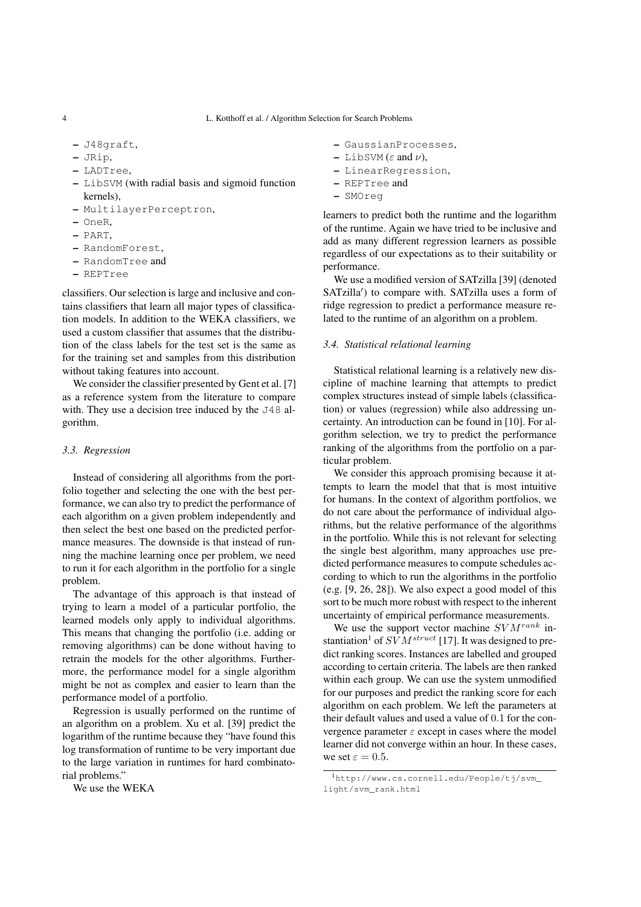- J48graft,
- JRip,
- LADTree,
- LibSVM (with radial basis and sigmoid function kernels),
- MultilayerPerceptron,
- OneR,
- PART,
- RandomForest,
- RandomTree and
- REPTree

classifiers. Our selection is large and inclusive and contains classifiers that learn all major types of classification models. In addition to the WEKA classifiers, we used a custom classifier that assumes that the distribution of the class labels for the test set is the same as for the training set and samples from this distribution without taking features into account.

We consider the classifier presented by Gent et al. [7] as a reference system from the literature to compare with. They use a decision tree induced by the J48 algorithm.

### *3.3. Regression*

Instead of considering all algorithms from the portfolio together and selecting the one with the best performance, we can also try to predict the performance of each algorithm on a given problem independently and then select the best one based on the predicted performance measures. The downside is that instead of running the machine learning once per problem, we need to run it for each algorithm in the portfolio for a single problem.

The advantage of this approach is that instead of trying to learn a model of a particular portfolio, the learned models only apply to individual algorithms. This means that changing the portfolio (i.e. adding or removing algorithms) can be done without having to retrain the models for the other algorithms. Furthermore, the performance model for a single algorithm might be not as complex and easier to learn than the performance model of a portfolio.

Regression is usually performed on the runtime of an algorithm on a problem. Xu et al. [39] predict the logarithm of the runtime because they "have found this log transformation of runtime to be very important due to the large variation in runtimes for hard combinatorial problems."

We use the WEKA

- GaussianProcesses,
- LibSVM ($\varepsilon$ and $\nu$),
- LinearRegression,
- REPTree and
- SMOreg

learners to predict both the runtime and the logarithm of the runtime. Again we have tried to be inclusive and add as many different regression learners as possible regardless of our expectations as to their suitability or performance.

We use a modified version of SATzilla [39] (denoted SATzilla′) to compare with. SATzilla uses a form of ridge regression to predict a performance measure related to the runtime of an algorithm on a problem.

### *3.4. Statistical relational learning*

Statistical relational learning is a relatively new discipline of machine learning that attempts to predict complex structures instead of simple labels (classification) or values (regression) while also addressing uncertainty. An introduction can be found in [10]. For algorithm selection, we try to predict the performance ranking of the algorithms from the portfolio on a particular problem.

We consider this approach promising because it attempts to learn the model that that is most intuitive for humans. In the context of algorithm portfolios, we do not care about the performance of individual algorithms, but the relative performance of the algorithms in the portfolio. While this is not relevant for selecting the single best algorithm, many approaches use predicted performance measures to compute schedules according to which to run the algorithms in the portfolio (e.g. [9, 26, 28]). We also expect a good model of this sort to be much more robust with respect to the inherent uncertainty of empirical performance measurements.

We use the support vector machine $SVM^{rank}$ instantiation[1] of $SVM^{struct}$ [17]. It was designed to predict ranking scores. Instances are labelled and grouped according to certain criteria. The labels are then ranked within each group. We can use the system unmodified for our purposes and predict the ranking score for each algorithm on each problem. We left the parameters at their default values and used a value of 0.1 for the convergence parameter $\varepsilon$ except in cases where the model learner did not converge within an hour. In these cases, we set $\varepsilon = 0.5$.

[1] http://www.cs.cornell.edu/People/tj/svm_light/svm_rank.html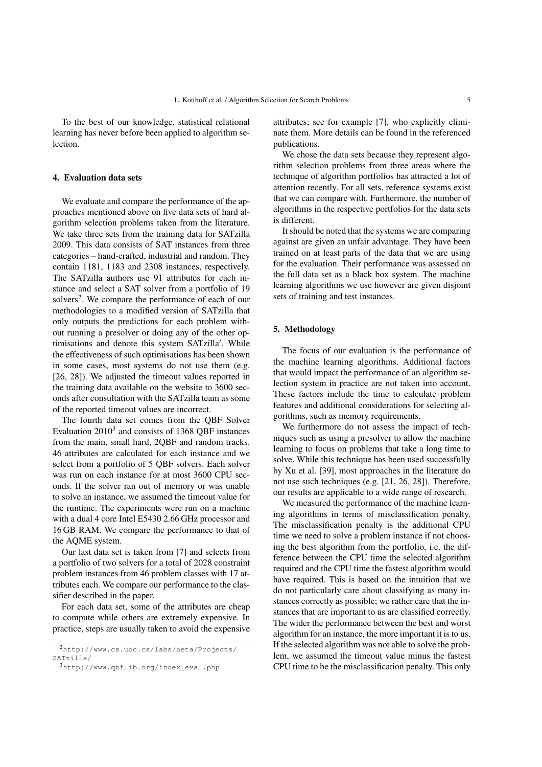To the best of our knowledge, statistical relational learning has never before been applied to algorithm selection.

## 4. Evaluation data sets

We evaluate and compare the performance of the approaches mentioned above on five data sets of hard algorithm selection problems taken from the literature. We take three sets from the training data for SATzilla 2009. This data consists of SAT instances from three categories – hand-crafted, industrial and random. They contain 1181, 1183 and 2308 instances, respectively. The SATzilla authors use 91 attributes for each instance and select a SAT solver from a portfolio of 19 solvers[2]. We compare the performance of each of our methodologies to a modified version of SATzilla that only outputs the predictions for each problem without running a presolver or doing any of the other optimisations and denote this system SATzilla′. While the effectiveness of such optimisations has been shown in some cases, most systems do not use them (e.g. [26, 28]). We adjusted the timeout values reported in the training data available on the website to 3600 seconds after consultation with the SATzilla team as some of the reported timeout values are incorrect.

The fourth data set comes from the QBF Solver Evaluation 2010[3] and consists of 1368 QBF instances from the main, small hard, 2QBF and random tracks. 46 attributes are calculated for each instance and we select from a portfolio of 5 QBF solvers. Each solver was run on each instance for at most 3600 CPU seconds. If the solver ran out of memory or was unable to solve an instance, we assumed the timeout value for the runtime. The experiments were run on a machine with a dual 4 core Intel E5430 2.66 GHz processor and 16 GB RAM. We compare the performance to that of the AQME system.

Our last data set is taken from [7] and selects from a portfolio of two solvers for a total of 2028 constraint problem instances from 46 problem classes with 17 attributes each. We compare our performance to the classifier described in the paper.

For each data set, some of the attributes are cheap to compute while others are extremely expensive. In practice, steps are usually taken to avoid the expensive attributes; see for example [7], who explicitly eliminate them. More details can be found in the referenced publications.

We chose the data sets because they represent algorithm selection problems from three areas where the technique of algorithm portfolios has attracted a lot of attention recently. For all sets, reference systems exist that we can compare with. Furthermore, the number of algorithms in the respective portfolios for the data sets is different.

It should be noted that the systems we are comparing against are given an unfair advantage. They have been trained on at least parts of the data that we are using for the evaluation. Their performance was assessed on the full data set as a black box system. The machine learning algorithms we use however are given disjoint sets of training and test instances.

## 5. Methodology

The focus of our evaluation is the performance of the machine learning algorithms. Additional factors that would impact the performance of an algorithm selection system in practice are not taken into account. These factors include the time to calculate problem features and additional considerations for selecting algorithms, such as memory requirements.

We furthermore do not assess the impact of techniques such as using a presolver to allow the machine learning to focus on problems that take a long time to solve. While this technique has been used successfully by Xu et al. [39], most approaches in the literature do not use such techniques (e.g. [21, 26, 28]). Therefore, our results are applicable to a wide range of research.

We measured the performance of the machine learning algorithms in terms of misclassification penalty. The misclassification penalty is the additional CPU time we need to solve a problem instance if not choosing the best algorithm from the portfolio, i.e. the difference between the CPU time the selected algorithm required and the CPU time the fastest algorithm would have required. This is based on the intuition that we do not particularly care about classifying as many instances correctly as possible; we rather care that the instances that are important to us are classified correctly. The wider the performance between the best and worst algorithm for an instance, the more important it is to us. If the selected algorithm was not able to solve the problem, we assumed the timeout value minus the fastest CPU time to be the misclassification penalty. This only

[2] http://www.cs.ubc.ca/labs/beta/Projects/SATzilla/

[3] http://www.qbflib.org/index_eval.php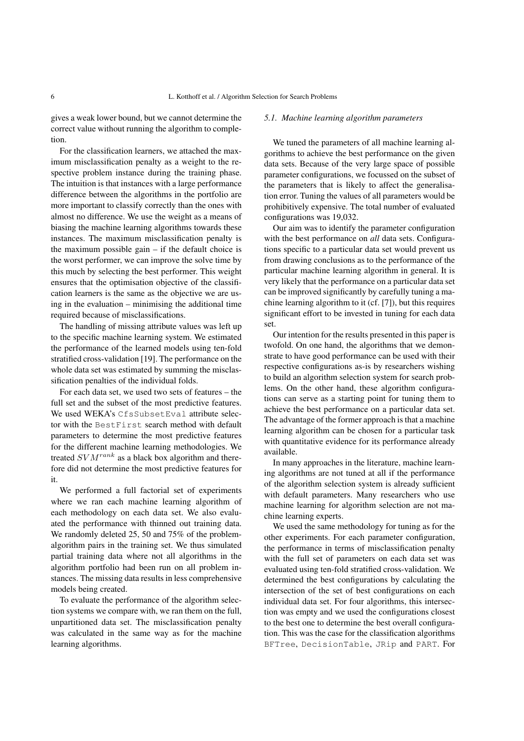gives a weak lower bound, but we cannot determine the correct value without running the algorithm to completion.

For the classification learners, we attached the maximum misclassification penalty as a weight to the respective problem instance during the training phase. The intuition is that instances with a large performance difference between the algorithms in the portfolio are more important to classify correctly than the ones with almost no difference. We use the weight as a means of biasing the machine learning algorithms towards these instances. The maximum misclassification penalty is the maximum possible gain – if the default choice is the worst performer, we can improve the solve time by this much by selecting the best performer. This weight ensures that the optimisation objective of the classification learners is the same as the objective we are using in the evaluation – minimising the additional time required because of misclassifications.

The handling of missing attribute values was left up to the specific machine learning system. We estimated the performance of the learned models using ten-fold stratified cross-validation [19]. The performance on the whole data set was estimated by summing the misclassification penalties of the individual folds.

For each data set, we used two sets of features – the full set and the subset of the most predictive features. We used WEKA's `CfsSubsetEval` attribute selector with the `BestFirst` search method with default parameters to determine the most predictive features for the different machine learning methodologies. We treated $SVM^{rank}$ as a black box algorithm and therefore did not determine the most predictive features for it.

We performed a full factorial set of experiments where we ran each machine learning algorithm of each methodology on each data set. We also evaluated the performance with thinned out training data. We randomly deleted 25, 50 and 75% of the problem-algorithm pairs in the training set. We thus simulated partial training data where not all algorithms in the algorithm portfolio had been run on all problem instances. The missing data results in less comprehensive models being created.

To evaluate the performance of the algorithm selection systems we compare with, we ran them on the full, unpartitioned data set. The misclassification penalty was calculated in the same way as for the machine learning algorithms.

### *5.1. Machine learning algorithm parameters*

We tuned the parameters of all machine learning algorithms to achieve the best performance on the given data sets. Because of the very large space of possible parameter configurations, we focussed on the subset of the parameters that is likely to affect the generalisation error. Tuning the values of all parameters would be prohibitively expensive. The total number of evaluated configurations was 19,032.

Our aim was to identify the parameter configuration with the best performance on *all* data sets. Configurations specific to a particular data set would prevent us from drawing conclusions as to the performance of the particular machine learning algorithm in general. It is very likely that the performance on a particular data set can be improved significantly by carefully tuning a machine learning algorithm to it (cf. [7]), but this requires significant effort to be invested in tuning for each data set.

Our intention for the results presented in this paper is twofold. On one hand, the algorithms that we demonstrate to have good performance can be used with their respective configurations as-is by researchers wishing to build an algorithm selection system for search problems. On the other hand, these algorithm configurations can serve as a starting point for tuning them to achieve the best performance on a particular data set. The advantage of the former approach is that a machine learning algorithm can be chosen for a particular task with quantitative evidence for its performance already available.

In many approaches in the literature, machine learning algorithms are not tuned at all if the performance of the algorithm selection system is already sufficient with default parameters. Many researchers who use machine learning for algorithm selection are not machine learning experts.

We used the same methodology for tuning as for the other experiments. For each parameter configuration, the performance in terms of misclassification penalty with the full set of parameters on each data set was evaluated using ten-fold stratified cross-validation. We determined the best configurations by calculating the intersection of the set of best configurations on each individual data set. For four algorithms, this intersection was empty and we used the configurations closest to the best one to determine the best overall configuration. This was the case for the classification algorithms `BFTree`, `DecisionTable`, `JRip` and `PART`. For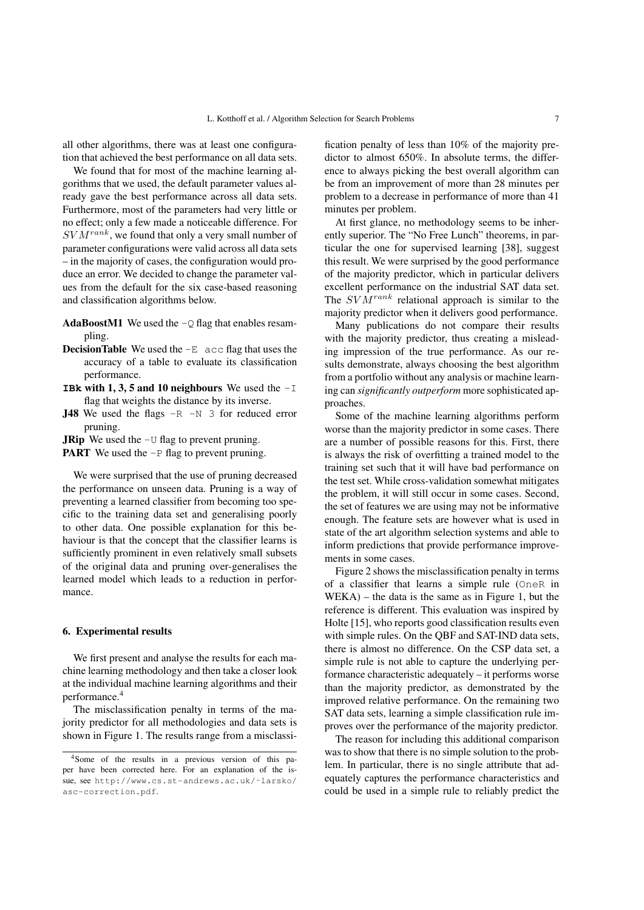all other algorithms, there was at least one configuration that achieved the best performance on all data sets.

We found that for most of the machine learning algorithms that we used, the default parameter values already gave the best performance across all data sets. Furthermore, most of the parameters had very little or no effect; only a few made a noticeable difference. For $SVM^{rank}$, we found that only a very small number of parameter configurations were valid across all data sets – in the majority of cases, the configuration would produce an error. We decided to change the parameter values from the default for the six case-based reasoning and classification algorithms below.

**AdaBoostM1** We used the `-Q` flag that enables resampling.

**DecisionTable** We used the `-E acc` flag that uses the accuracy of a table to evaluate its classification performance.

**`IBk` with 1, 3, 5 and 10 neighbours** We used the `-I` flag that weights the distance by its inverse.

**J48** We used the flags `-R -N 3` for reduced error pruning.

**JRip** We used the `-U` flag to prevent pruning.

**PART** We used the `-P` flag to prevent pruning.

We were surprised that the use of pruning decreased the performance on unseen data. Pruning is a way of preventing a learned classifier from becoming too specific to the training data set and generalising poorly to other data. One possible explanation for this behaviour is that the concept that the classifier learns is sufficiently prominent in even relatively small subsets of the original data and pruning over-generalises the learned model which leads to a reduction in performance.

## 6. Experimental results

We first present and analyse the results for each machine learning methodology and then take a closer look at the individual machine learning algorithms and their performance.[4]

The misclassification penalty in terms of the majority predictor for all methodologies and data sets is shown in Figure 1. The results range from a misclassification penalty of less than 10% of the majority predictor to almost 650%. In absolute terms, the difference to always picking the best overall algorithm can be from an improvement of more than 28 minutes per problem to a decrease in performance of more than 41 minutes per problem.

At first glance, no methodology seems to be inherently superior. The "No Free Lunch" theorems, in particular the one for supervised learning [38], suggest this result. We were surprised by the good performance of the majority predictor, which in particular delivers excellent performance on the industrial SAT data set. The $SVM^{rank}$ relational approach is similar to the majority predictor when it delivers good performance.

Many publications do not compare their results with the majority predictor, thus creating a misleading impression of the true performance. As our results demonstrate, always choosing the best algorithm from a portfolio without any analysis or machine learning can *significantly outperform* more sophisticated approaches.

Some of the machine learning algorithms perform worse than the majority predictor in some cases. There are a number of possible reasons for this. First, there is always the risk of overfitting a trained model to the training set such that it will have bad performance on the test set. While cross-validation somewhat mitigates the problem, it will still occur in some cases. Second, the set of features we are using may not be informative enough. The feature sets are however what is used in state of the art algorithm selection systems and able to inform predictions that provide performance improvements in some cases.

Figure 2 shows the misclassification penalty in terms of a classifier that learns a simple rule (`OneR` in WEKA) – the data is the same as in Figure 1, but the reference is different. This evaluation was inspired by Holte [15], who reports good classification results even with simple rules. On the QBF and SAT-IND data sets, there is almost no difference. On the CSP data set, a simple rule is not able to capture the underlying performance characteristic adequately – it performs worse than the majority predictor, as demonstrated by the improved relative performance. On the remaining two SAT data sets, learning a simple classification rule improves over the performance of the majority predictor.

The reason for including this additional comparison was to show that there is no simple solution to the problem. In particular, there is no single attribute that adequately captures the performance characteristics and could be used in a simple rule to reliably predict the

[4] Some of the results in a previous version of this paper have been corrected here. For an explanation of the issue, see http://www.cs.st-andrews.ac.uk/~larsko/asc-correction.pdf.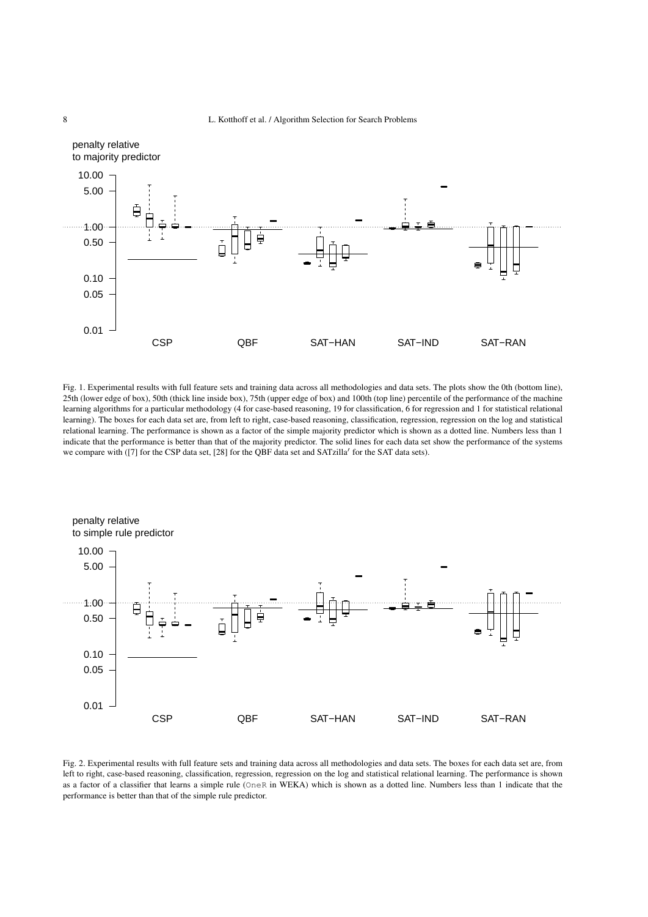Fig. 1. Experimental results with full feature sets and training data across all methodologies and data sets. The plots show the 0th (bottom line), 25th (lower edge of box), 50th (thick line inside box), 75th (upper edge of box) and 100th (top line) percentile of the performance of the machine learning algorithms for a particular methodology (4 for case-based reasoning, 19 for classification, 6 for regression and 1 for statistical relational learning). The boxes for each data set are, from left to right, case-based reasoning, classification, regression, regression on the log and statistical relational learning. The performance is shown as a factor of the simple majority predictor which is shown as a dotted line. Numbers less than 1 indicate that the performance is better than that of the majority predictor. The solid lines for each data set show the performance of the systems we compare with ([7] for the CSP data set, [28] for the QBF data set and SATzilla′ for the SAT data sets).

Fig. 2. Experimental results with full feature sets and training data across all methodologies and data sets. The boxes for each data set are, from left to right, case-based reasoning, classification, regression, regression on the log and statistical relational learning. The performance is shown as a factor of a classifier that learns a simple rule (`OneR` in WEKA) which is shown as a dotted line. Numbers less than 1 indicate that the performance is better than that of the simple rule predictor.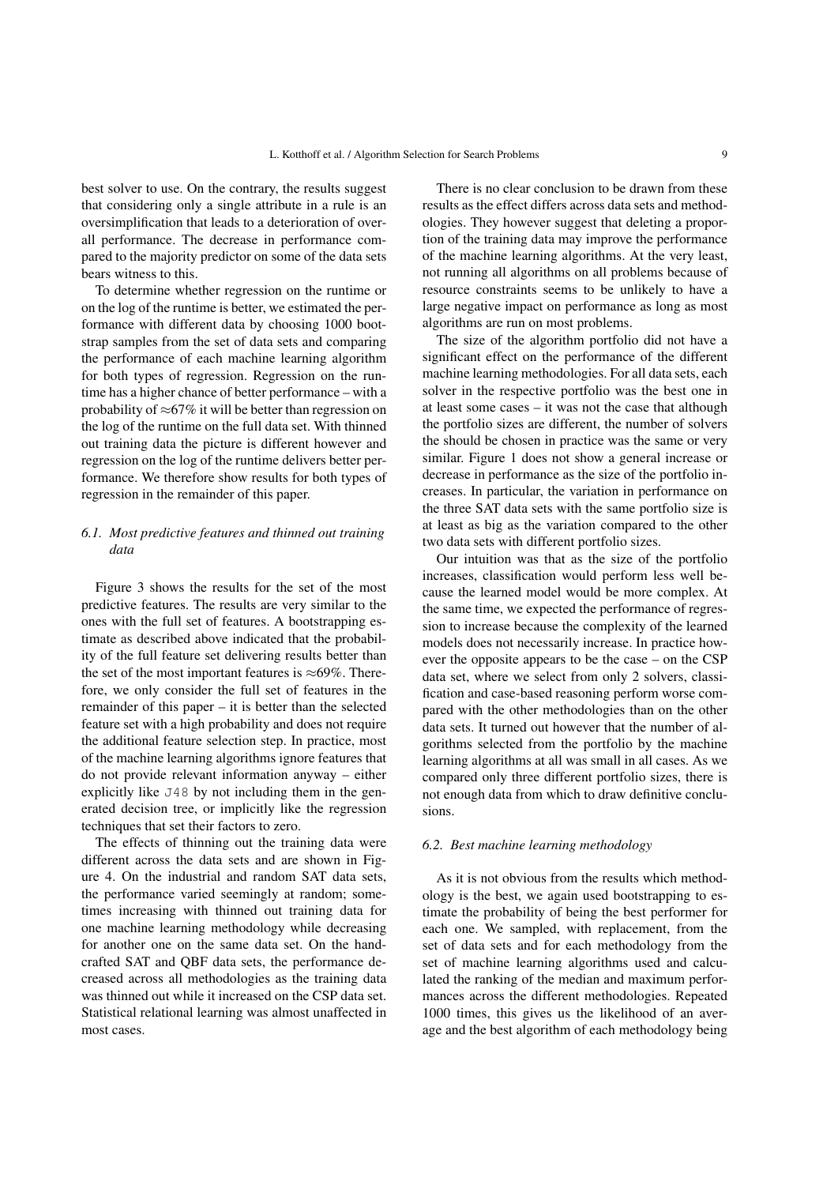best solver to use. On the contrary, the results suggest that considering only a single attribute in a rule is an oversimplification that leads to a deterioration of overall performance. The decrease in performance compared to the majority predictor on some of the data sets bears witness to this.

To determine whether regression on the runtime or on the log of the runtime is better, we estimated the performance with different data by choosing 1000 bootstrap samples from the set of data sets and comparing the performance of each machine learning algorithm for both types of regression. Regression on the runtime has a higher chance of better performance – with a probability of ≈67% it will be better than regression on the log of the runtime on the full data set. With thinned out training data the picture is different however and regression on the log of the runtime delivers better performance. We therefore show results for both types of regression in the remainder of this paper.

### *6.1. Most predictive features and thinned out training data*

Figure 3 shows the results for the set of the most predictive features. The results are very similar to the ones with the full set of features. A bootstrapping estimate as described above indicated that the probability of the full feature set delivering results better than the set of the most important features is ≈69%. Therefore, we only consider the full set of features in the remainder of this paper – it is better than the selected feature set with a high probability and does not require the additional feature selection step. In practice, most of the machine learning algorithms ignore features that do not provide relevant information anyway – either explicitly like `J48` by not including them in the generated decision tree, or implicitly like the regression techniques that set their factors to zero.

The effects of thinning out the training data were different across the data sets and are shown in Figure 4. On the industrial and random SAT data sets, the performance varied seemingly at random; sometimes increasing with thinned out training data for one machine learning methodology while decreasing for another one on the same data set. On the handcrafted SAT and QBF data sets, the performance decreased across all methodologies as the training data was thinned out while it increased on the CSP data set. Statistical relational learning was almost unaffected in most cases.

There is no clear conclusion to be drawn from these results as the effect differs across data sets and methodologies. They however suggest that deleting a proportion of the training data may improve the performance of the machine learning algorithms. At the very least, not running all algorithms on all problems because of resource constraints seems to be unlikely to have a large negative impact on performance as long as most algorithms are run on most problems.

The size of the algorithm portfolio did not have a significant effect on the performance of the different machine learning methodologies. For all data sets, each solver in the respective portfolio was the best one in at least some cases – it was not the case that although the portfolio sizes are different, the number of solvers the should be chosen in practice was the same or very similar. Figure 1 does not show a general increase or decrease in performance as the size of the portfolio increases. In particular, the variation in performance on the three SAT data sets with the same portfolio size is at least as big as the variation compared to the other two data sets with different portfolio sizes.

Our intuition was that as the size of the portfolio increases, classification would perform less well because the learned model would be more complex. At the same time, we expected the performance of regression to increase because the complexity of the learned models does not necessarily increase. In practice however the opposite appears to be the case – on the CSP data set, where we select from only 2 solvers, classification and case-based reasoning perform worse compared with the other methodologies than on the other data sets. It turned out however that the number of algorithms selected from the portfolio by the machine learning algorithms at all was small in all cases. As we compared only three different portfolio sizes, there is not enough data from which to draw definitive conclusions.

### *6.2. Best machine learning methodology*

As it is not obvious from the results which methodology is the best, we again used bootstrapping to estimate the probability of being the best performer for each one. We sampled, with replacement, from the set of data sets and for each methodology from the set of machine learning algorithms used and calculated the ranking of the median and maximum performances across the different methodologies. Repeated 1000 times, this gives us the likelihood of an average and the best algorithm of each methodology being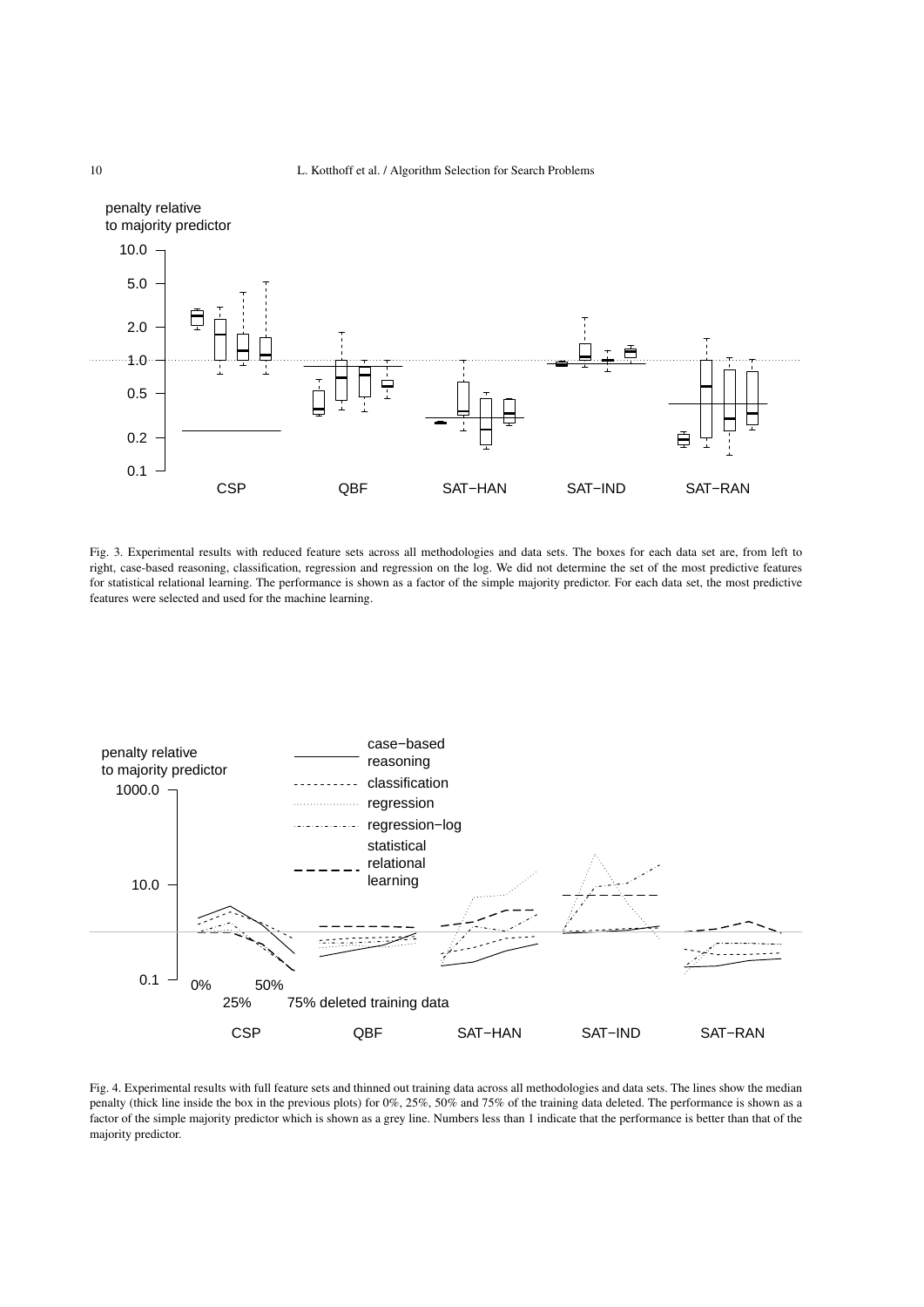Fig. 3. Experimental results with reduced feature sets across all methodologies and data sets. The boxes for each data set are, from left to right, case-based reasoning, classification, regression and regression on the log. We did not determine the set of the most predictive features for statistical relational learning. The performance is shown as a factor of the simple majority predictor. For each data set, the most predictive features were selected and used for the machine learning.

Fig. 4. Experimental results with full feature sets and thinned out training data across all methodologies and data sets. The lines show the median penalty (thick line inside the box in the previous plots) for 0%, 25%, 50% and 75% of the training data deleted. The performance is shown as a factor of the simple majority predictor which is shown as a grey line. Numbers less than 1 indicate that the performance is better than that of the majority predictor.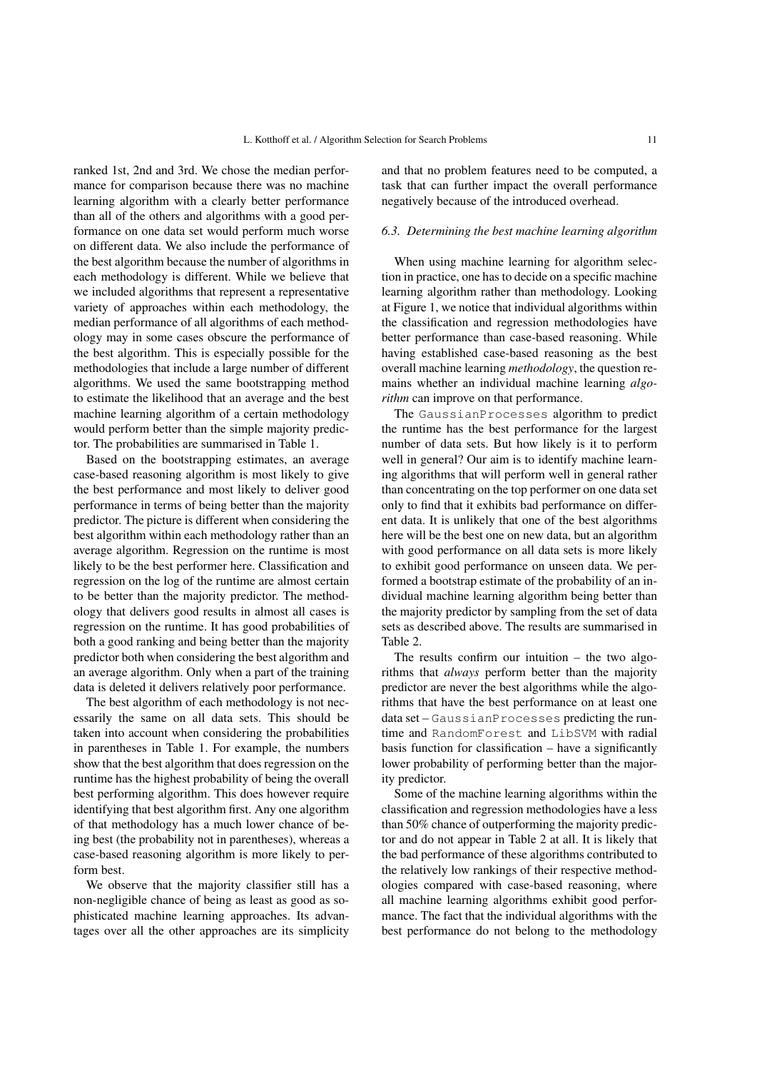ranked 1st, 2nd and 3rd. We chose the median performance for comparison because there was no machine learning algorithm with a clearly better performance than all of the others and algorithms with a good performance on one data set would perform much worse on different data. We also include the performance of the best algorithm because the number of algorithms in each methodology is different. While we believe that we included algorithms that represent a representative variety of approaches within each methodology, the median performance of all algorithms of each methodology may in some cases obscure the performance of the best algorithm. This is especially possible for the methodologies that include a large number of different algorithms. We used the same bootstrapping method to estimate the likelihood that an average and the best machine learning algorithm of a certain methodology would perform better than the simple majority predictor. The probabilities are summarised in Table 1.

Based on the bootstrapping estimates, an average case-based reasoning algorithm is most likely to give the best performance and most likely to deliver good performance in terms of being better than the majority predictor. The picture is different when considering the best algorithm within each methodology rather than an average algorithm. Regression on the runtime is most likely to be the best performer here. Classification and regression on the log of the runtime are almost certain to be better than the majority predictor. The methodology that delivers good results in almost all cases is regression on the runtime. It has good probabilities of both a good ranking and being better than the majority predictor both when considering the best algorithm and an average algorithm. Only when a part of the training data is deleted it delivers relatively poor performance.

The best algorithm of each methodology is not necessarily the same on all data sets. This should be taken into account when considering the probabilities in parentheses in Table 1. For example, the numbers show that the best algorithm that does regression on the runtime has the highest probability of being the overall best performing algorithm. This does however require identifying that best algorithm first. Any one algorithm of that methodology has a much lower chance of being best (the probability not in parentheses), whereas a case-based reasoning algorithm is more likely to perform best.

We observe that the majority classifier still has a non-negligible chance of being as least as good as sophisticated machine learning approaches. Its advantages over all the other approaches are its simplicity and that no problem features need to be computed, a task that can further impact the overall performance negatively because of the introduced overhead.

### 6.3. Determining the best machine learning algorithm

When using machine learning for algorithm selection in practice, one has to decide on a specific machine learning algorithm rather than methodology. Looking at Figure 1, we notice that individual algorithms within the classification and regression methodologies have better performance than case-based reasoning. While having established case-based reasoning as the best overall machine learning *methodology*, the question remains whether an individual machine learning *algorithm* can improve on that performance.

The `GaussianProcesses` algorithm to predict the runtime has the best performance for the largest number of data sets. But how likely is it to perform well in general? Our aim is to identify machine learning algorithms that will perform well in general rather than concentrating on the top performer on one data set only to find that it exhibits bad performance on different data. It is unlikely that one of the best algorithms here will be the best one on new data, but an algorithm with good performance on all data sets is more likely to exhibit good performance on unseen data. We performed a bootstrap estimate of the probability of an individual machine learning algorithm being better than the majority predictor by sampling from the set of data sets as described above. The results are summarised in Table 2.

The results confirm our intuition – the two algorithms that *always* perform better than the majority predictor are never the best algorithms while the algorithms that have the best performance on at least one data set – `GaussianProcesses` predicting the runtime and `RandomForest` and `LibSVM` with radial basis function for classification – have a significantly lower probability of performing better than the majority predictor.

Some of the machine learning algorithms within the classification and regression methodologies have a less than 50% chance of outperforming the majority predictor and do not appear in Table 2 at all. It is likely that the bad performance of these algorithms contributed to the relatively low rankings of their respective methodologies compared with case-based reasoning, where all machine learning algorithms exhibit good performance. The fact that the individual algorithms with the best performance do not belong to the methodology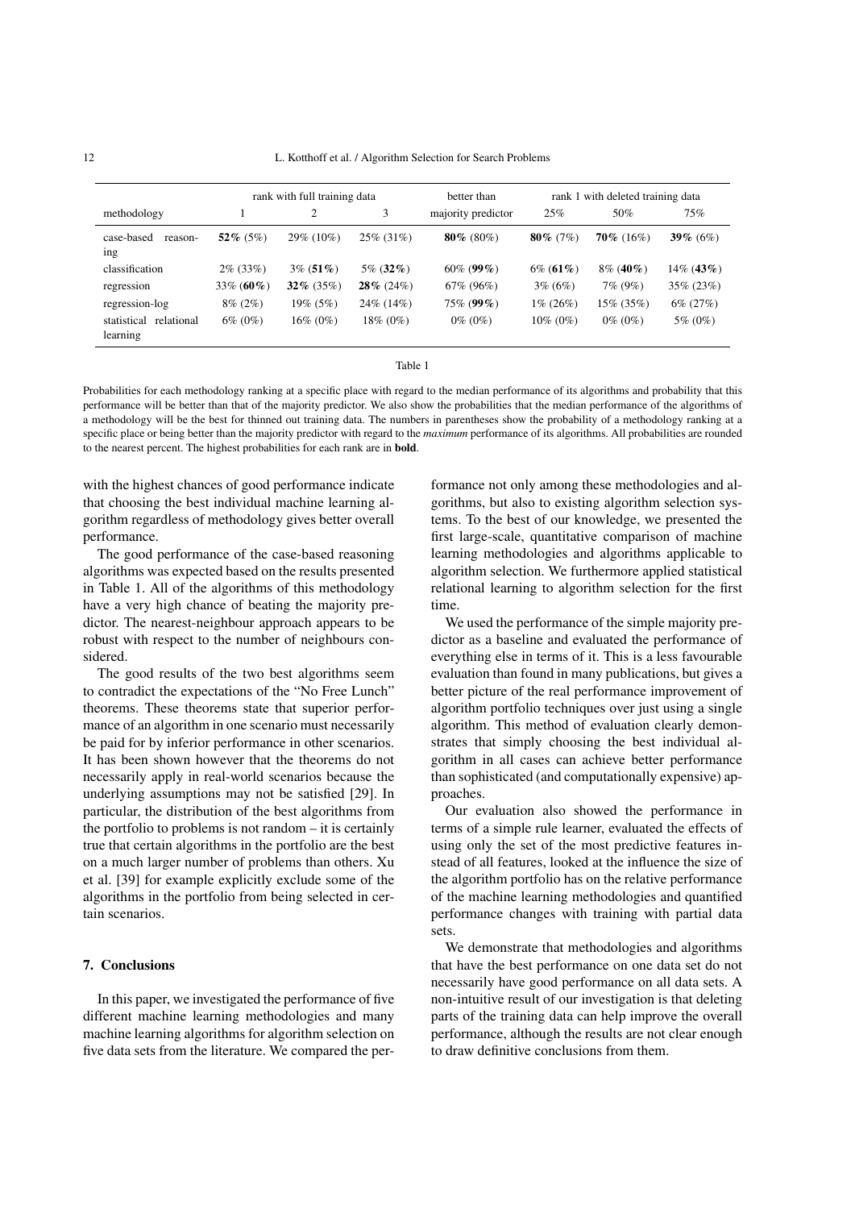| methodology | rank with full training data | | | better than | rank 1 with deleted training data | | |
|---|---|---|---|---|---|---|---|
| | 1 | 2 | 3 | majority predictor | 25% | 50% | 75% |
| case-based reasoning | **52%** (5%) | 29% (10%) | 25% (31%) | **80%** (80%) | **80%** (7%) | **70%** (16%) | **39%** (6%) |
| classification | 2% (33%) | 3% (**51%**) | 5% (**32%**) | 60% (**99%**) | 6% (**61%**) | 8% (**40%**) | 14% (**43%**) |
| regression | 33% (**60%**) | **32%** (35%) | **28%** (24%) | 67% (96%) | 3% (6%) | 7% (9%) | 35% (23%) |
| regression-log | 8% (2%) | 19% (5%) | 24% (14%) | 75% (**99%**) | 1% (26%) | 15% (35%) | 6% (27%) |
| statistical relational learning | 6% (0%) | 16% (0%) | 18% (0%) | 0% (0%) | 10% (0%) | 0% (0%) | 5% (0%) |

Table 1

Probabilities for each methodology ranking at a specific place with regard to the median performance of its algorithms and probability that this performance will be better than that of the majority predictor. We also show the probabilities that the median performance of the algorithms of a methodology will be the best for thinned out training data. The numbers in parentheses show the probability of a methodology ranking at a specific place or being better than the majority predictor with regard to the *maximum* performance of its algorithms. All probabilities are rounded to the nearest percent. The highest probabilities for each rank are in **bold**.

with the highest chances of good performance indicate that choosing the best individual machine learning algorithm regardless of methodology gives better overall performance.

The good performance of the case-based reasoning algorithms was expected based on the results presented in Table 1. All of the algorithms of this methodology have a very high chance of beating the majority predictor. The nearest-neighbour approach appears to be robust with respect to the number of neighbours considered.

The good results of the two best algorithms seem to contradict the expectations of the "No Free Lunch" theorems. These theorems state that superior performance of an algorithm in one scenario must necessarily be paid for by inferior performance in other scenarios. It has been shown however that the theorems do not necessarily apply in real-world scenarios because the underlying assumptions may not be satisfied [29]. In particular, the distribution of the best algorithms from the portfolio to problems is not random – it is certainly true that certain algorithms in the portfolio are the best on a much larger number of problems than others. Xu et al. [39] for example explicitly exclude some of the algorithms in the portfolio from being selected in certain scenarios.

## 7. Conclusions

In this paper, we investigated the performance of five different machine learning methodologies and many machine learning algorithms for algorithm selection on five data sets from the literature. We compared the performance not only among these methodologies and algorithms, but also to existing algorithm selection systems. To the best of our knowledge, we presented the first large-scale, quantitative comparison of machine learning methodologies and algorithms applicable to algorithm selection. We furthermore applied statistical relational learning to algorithm selection for the first time.

We used the performance of the simple majority predictor as a baseline and evaluated the performance of everything else in terms of it. This is a less favourable evaluation than found in many publications, but gives a better picture of the real performance improvement of algorithm portfolio techniques over just using a single algorithm. This method of evaluation clearly demonstrates that simply choosing the best individual algorithm in all cases can achieve better performance than sophisticated (and computationally expensive) approaches.

Our evaluation also showed the performance in terms of a simple rule learner, evaluated the effects of using only the set of the most predictive features instead of all features, looked at the influence the size of the algorithm portfolio has on the relative performance of the machine learning methodologies and quantified performance changes with training with partial data sets.

We demonstrate that methodologies and algorithms that have the best performance on one data set do not necessarily have good performance on all data sets. A non-intuitive result of our investigation is that deleting parts of the training data can help improve the overall performance, although the results are not clear enough to draw definitive conclusions from them.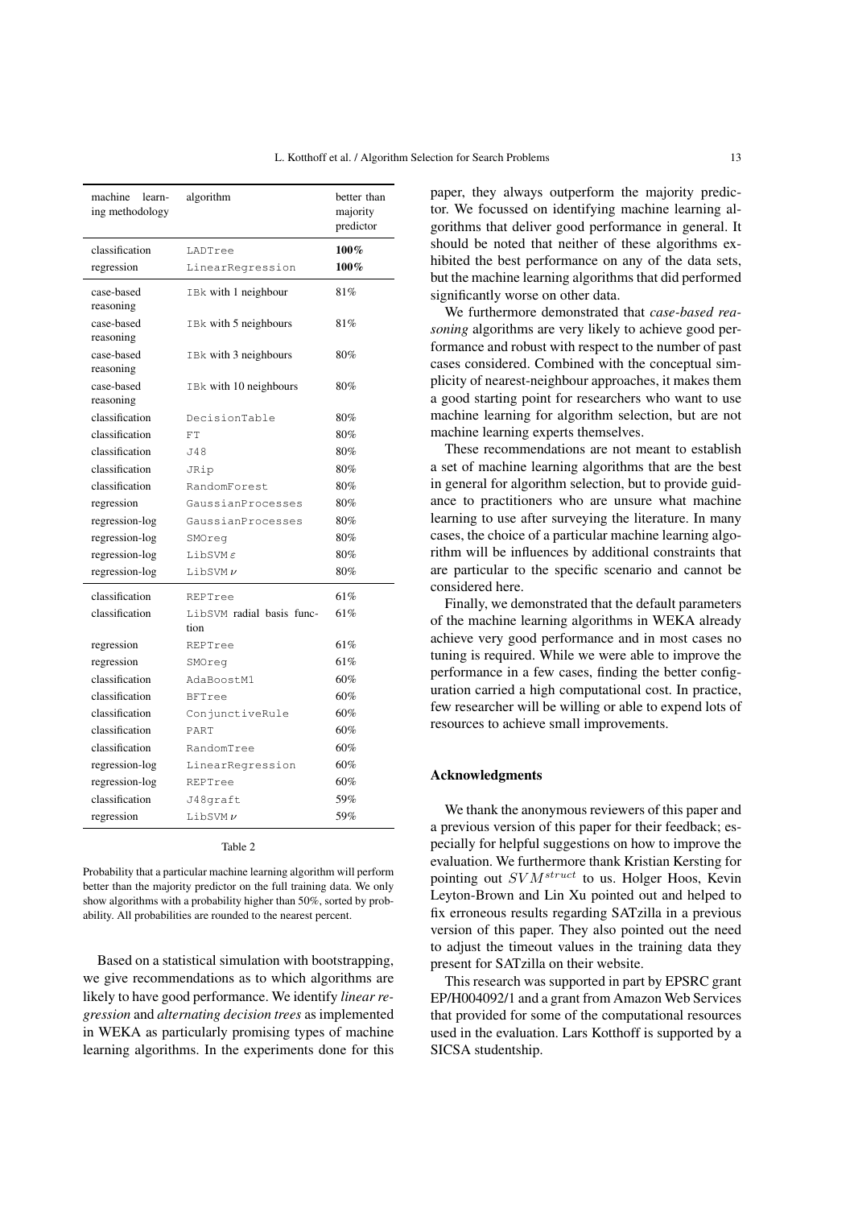| machine learning methodology | algorithm | better than majority predictor |
|---|---|---|
| classification | `LADTree` | **100%** |
| regression | `LinearRegression` | **100%** |
| case-based reasoning | `IBk` with 1 neighbour | 81% |
| case-based reasoning | `IBk` with 5 neighbours | 81% |
| case-based reasoning | `IBk` with 3 neighbours | 80% |
| case-based reasoning | `IBk` with 10 neighbours | 80% |
| classification | `DecisionTable` | 80% |
| classification | `FT` | 80% |
| classification | `J48` | 80% |
| classification | `JRip` | 80% |
| classification | `RandomForest` | 80% |
| regression | `GaussianProcesses` | 80% |
| regression-log | `GaussianProcesses` | 80% |
| regression-log | `SMOreg` | 80% |
| regression-log | `LibSVM` $\varepsilon$ | 80% |
| regression-log | `LibSVM` $\nu$ | 80% |
| classification | `REPTree` | 61% |
| classification | `LibSVM` radial basis function | 61% |
| regression | `REPTree` | 61% |
| regression | `SMOreg` | 61% |
| classification | `AdaBoostM1` | 60% |
| classification | `BFTree` | 60% |
| classification | `ConjunctiveRule` | 60% |
| classification | `PART` | 60% |
| classification | `RandomTree` | 60% |
| regression-log | `LinearRegression` | 60% |
| regression-log | `REPTree` | 60% |
| classification | `J48graft` | 59% |
| regression | `LibSVM` $\nu$ | 59% |

Table 2

Probability that a particular machine learning algorithm will perform better than the majority predictor on the full training data. We only show algorithms with a probability higher than 50%, sorted by probability. All probabilities are rounded to the nearest percent.

Based on a statistical simulation with bootstrapping, we give recommendations as to which algorithms are likely to have good performance. We identify *linear regression* and *alternating decision trees* as implemented in WEKA as particularly promising types of machine learning algorithms. In the experiments done for this paper, they always outperform the majority predictor. We focussed on identifying machine learning algorithms that deliver good performance in general. It should be noted that neither of these algorithms exhibited the best performance on any of the data sets, but the machine learning algorithms that did performed significantly worse on other data.

We furthermore demonstrated that *case-based reasoning* algorithms are very likely to achieve good performance and robust with respect to the number of past cases considered. Combined with the conceptual simplicity of nearest-neighbour approaches, it makes them a good starting point for researchers who want to use machine learning for algorithm selection, but are not machine learning experts themselves.

These recommendations are not meant to establish a set of machine learning algorithms that are the best in general for algorithm selection, but to provide guidance to practitioners who are unsure what machine learning to use after surveying the literature. In many cases, the choice of a particular machine learning algorithm will be influences by additional constraints that are particular to the specific scenario and cannot be considered here.

Finally, we demonstrated that the default parameters of the machine learning algorithms in WEKA already achieve very good performance and in most cases no tuning is required. While we were able to improve the performance in a few cases, finding the better configuration carried a high computational cost. In practice, few researcher will be willing or able to expend lots of resources to achieve small improvements.

### Acknowledgments

We thank the anonymous reviewers of this paper and a previous version of this paper for their feedback; especially for helpful suggestions on how to improve the evaluation. We furthermore thank Kristian Kersting for pointing out $SVM^{struct}$ to us. Holger Hoos, Kevin Leyton-Brown and Lin Xu pointed out and helped to fix erroneous results regarding SATzilla in a previous version of this paper. They also pointed out the need to adjust the timeout values in the training data they present for SATzilla on their website.

This research was supported in part by EPSRC grant EP/H004092/1 and a grant from Amazon Web Services that provided for some of the computational resources used in the evaluation. Lars Kotthoff is supported by a SICSA studentship.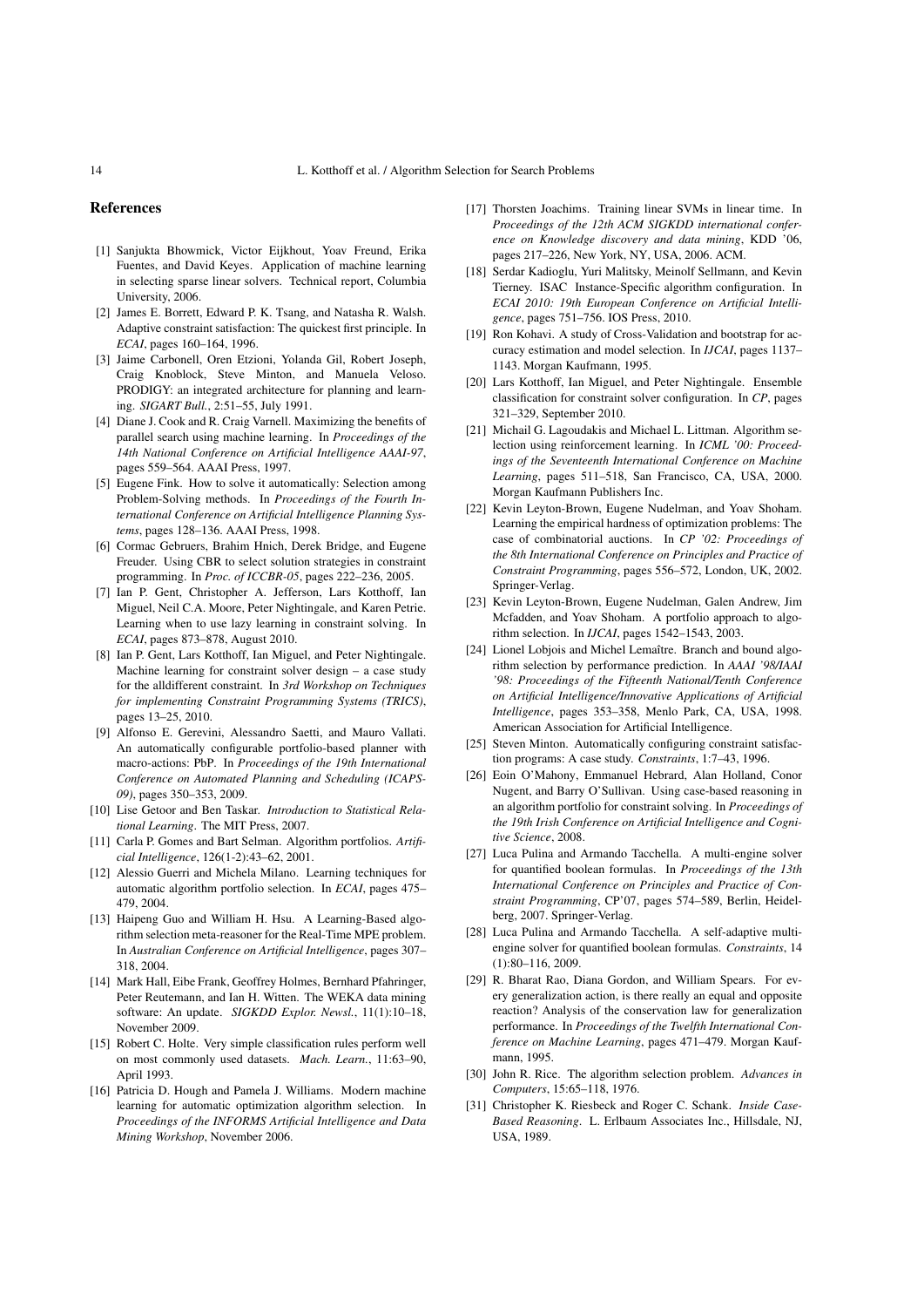## References

[1] Sanjukta Bhowmick, Victor Eijkhout, Yoav Freund, Erika Fuentes, and David Keyes. Application of machine learning in selecting sparse linear solvers. Technical report, Columbia University, 2006.

[2] James E. Borrett, Edward P. K. Tsang, and Natasha R. Walsh. Adaptive constraint satisfaction: The quickest first principle. In *ECAI*, pages 160–164, 1996.

[3] Jaime Carbonell, Oren Etzioni, Yolanda Gil, Robert Joseph, Craig Knoblock, Steve Minton, and Manuela Veloso. PRODIGY: an integrated architecture for planning and learning. *SIGART Bull.*, 2:51–55, July 1991.

[4] Diane J. Cook and R. Craig Varnell. Maximizing the benefits of parallel search using machine learning. In *Proceedings of the 14th National Conference on Artificial Intelligence AAAI-97*, pages 559–564. AAAI Press, 1997.

[5] Eugene Fink. How to solve it automatically: Selection among Problem-Solving methods. In *Proceedings of the Fourth International Conference on Artificial Intelligence Planning Systems*, pages 128–136. AAAI Press, 1998.

[6] Cormac Gebruers, Brahim Hnich, Derek Bridge, and Eugene Freuder. Using CBR to select solution strategies in constraint programming. In *Proc. of ICCBR-05*, pages 222–236, 2005.

[7] Ian P. Gent, Christopher A. Jefferson, Lars Kotthoff, Ian Miguel, Neil C.A. Moore, Peter Nightingale, and Karen Petrie. Learning when to use lazy learning in constraint solving. In *ECAI*, pages 873–878, August 2010.

[8] Ian P. Gent, Lars Kotthoff, Ian Miguel, and Peter Nightingale. Machine learning for constraint solver design – a case study for the alldifferent constraint. In *3rd Workshop on Techniques for implementing Constraint Programming Systems (TRICS)*, pages 13–25, 2010.

[9] Alfonso E. Gerevini, Alessandro Saetti, and Mauro Vallati. An automatically configurable portfolio-based planner with macro-actions: PbP. In *Proceedings of the 19th International Conference on Automated Planning and Scheduling (ICAPS-09)*, pages 350–353, 2009.

[10] Lise Getoor and Ben Taskar. *Introduction to Statistical Relational Learning*. The MIT Press, 2007.

[11] Carla P. Gomes and Bart Selman. Algorithm portfolios. *Artificial Intelligence*, 126(1-2):43–62, 2001.

[12] Alessio Guerri and Michela Milano. Learning techniques for automatic algorithm portfolio selection. In *ECAI*, pages 475–479, 2004.

[13] Haipeng Guo and William H. Hsu. A Learning-Based algorithm selection meta-reasoner for the Real-Time MPE problem. In *Australian Conference on Artificial Intelligence*, pages 307–318, 2004.

[14] Mark Hall, Eibe Frank, Geoffrey Holmes, Bernhard Pfahringer, Peter Reutemann, and Ian H. Witten. The WEKA data mining software: An update. *SIGKDD Explor. Newsl.*, 11(1):10–18, November 2009.

[15] Robert C. Holte. Very simple classification rules perform well on most commonly used datasets. *Mach. Learn.*, 11:63–90, April 1993.

[16] Patricia D. Hough and Pamela J. Williams. Modern machine learning for automatic optimization algorithm selection. In *Proceedings of the INFORMS Artificial Intelligence and Data Mining Workshop*, November 2006.

[17] Thorsten Joachims. Training linear SVMs in linear time. In *Proceedings of the 12th ACM SIGKDD international conference on Knowledge discovery and data mining*, KDD '06, pages 217–226, New York, NY, USA, 2006. ACM.

[18] Serdar Kadioglu, Yuri Malitsky, Meinolf Sellmann, and Kevin Tierney. ISAC Instance-Specific algorithm configuration. In *ECAI 2010: 19th European Conference on Artificial Intelligence*, pages 751–756. IOS Press, 2010.

[19] Ron Kohavi. A study of Cross-Validation and bootstrap for accuracy estimation and model selection. In *IJCAI*, pages 1137–1143. Morgan Kaufmann, 1995.

[20] Lars Kotthoff, Ian Miguel, and Peter Nightingale. Ensemble classification for constraint solver configuration. In *CP*, pages 321–329, September 2010.

[21] Michail G. Lagoudakis and Michael L. Littman. Algorithm selection using reinforcement learning. In *ICML '00: Proceedings of the Seventeenth International Conference on Machine Learning*, pages 511–518, San Francisco, CA, USA, 2000. Morgan Kaufmann Publishers Inc.

[22] Kevin Leyton-Brown, Eugene Nudelman, and Yoav Shoham. Learning the empirical hardness of optimization problems: The case of combinatorial auctions. In *CP '02: Proceedings of the 8th International Conference on Principles and Practice of Constraint Programming*, pages 556–572, London, UK, 2002. Springer-Verlag.

[23] Kevin Leyton-Brown, Eugene Nudelman, Galen Andrew, Jim Mcfadden, and Yoav Shoham. A portfolio approach to algorithm selection. In *IJCAI*, pages 1542–1543, 2003.

[24] Lionel Lobjois and Michel Lemaître. Branch and bound algorithm selection by performance prediction. In *AAAI '98/IAAI '98: Proceedings of the Fifteenth National/Tenth Conference on Artificial Intelligence/Innovative Applications of Artificial Intelligence*, pages 353–358, Menlo Park, CA, USA, 1998. American Association for Artificial Intelligence.

[25] Steven Minton. Automatically configuring constraint satisfaction programs: A case study. *Constraints*, 1:7–43, 1996.

[26] Eoin O'Mahony, Emmanuel Hebrard, Alan Holland, Conor Nugent, and Barry O'Sullivan. Using case-based reasoning in an algorithm portfolio for constraint solving. In *Proceedings of the 19th Irish Conference on Artificial Intelligence and Cognitive Science*, 2008.

[27] Luca Pulina and Armando Tacchella. A multi-engine solver for quantified boolean formulas. In *Proceedings of the 13th International Conference on Principles and Practice of Constraint Programming*, CP'07, pages 574–589, Berlin, Heidelberg, 2007. Springer-Verlag.

[28] Luca Pulina and Armando Tacchella. A self-adaptive multi-engine solver for quantified boolean formulas. *Constraints*, 14 (1):80–116, 2009.

[29] R. Bharat Rao, Diana Gordon, and William Spears. For every generalization action, is there really an equal and opposite reaction? Analysis of the conservation law for generalization performance. In *Proceedings of the Twelfth International Conference on Machine Learning*, pages 471–479. Morgan Kaufmann, 1995.

[30] John R. Rice. The algorithm selection problem. *Advances in Computers*, 15:65–118, 1976.

[31] Christopher K. Riesbeck and Roger C. Schank. *Inside Case-Based Reasoning*. L. Erlbaum Associates Inc., Hillsdale, NJ, USA, 1989.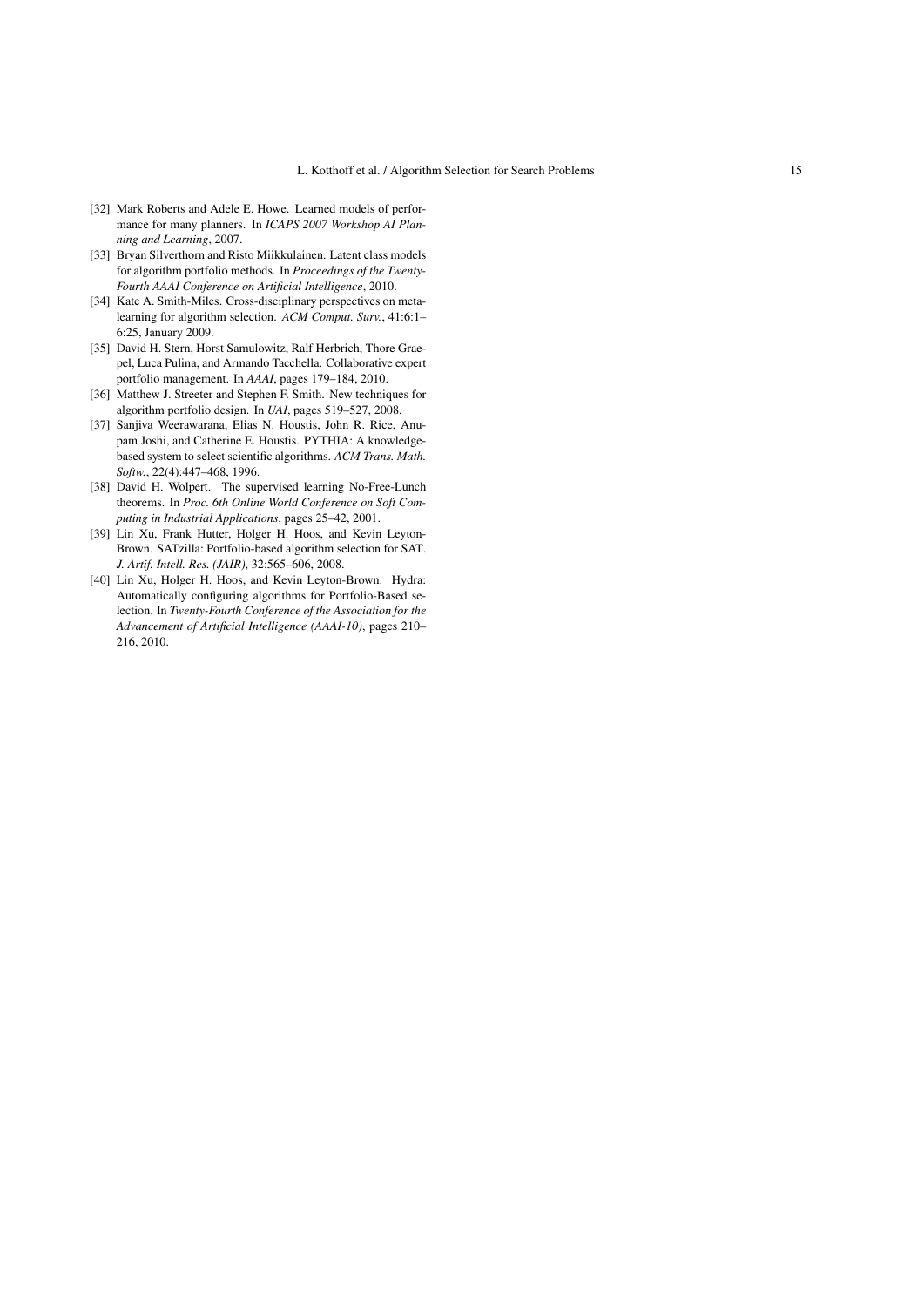- [32] Mark Roberts and Adele E. Howe. Learned models of performance for many planners. In *ICAPS 2007 Workshop AI Planning and Learning*, 2007.
- [33] Bryan Silverthorn and Risto Miikkulainen. Latent class models for algorithm portfolio methods. In *Proceedings of the Twenty-Fourth AAAI Conference on Artificial Intelligence*, 2010.
- [34] Kate A. Smith-Miles. Cross-disciplinary perspectives on meta-learning for algorithm selection. *ACM Comput. Surv.*, 41:6:1–6:25, January 2009.
- [35] David H. Stern, Horst Samulowitz, Ralf Herbrich, Thore Graepel, Luca Pulina, and Armando Tacchella. Collaborative expert portfolio management. In *AAAI*, pages 179–184, 2010.
- [36] Matthew J. Streeter and Stephen F. Smith. New techniques for algorithm portfolio design. In *UAI*, pages 519–527, 2008.
- [37] Sanjiva Weerawarana, Elias N. Houstis, John R. Rice, Anupam Joshi, and Catherine E. Houstis. PYTHIA: A knowledge-based system to select scientific algorithms. *ACM Trans. Math. Softw.*, 22(4):447–468, 1996.
- [38] David H. Wolpert. The supervised learning No-Free-Lunch theorems. In *Proc. 6th Online World Conference on Soft Computing in Industrial Applications*, pages 25–42, 2001.
- [39] Lin Xu, Frank Hutter, Holger H. Hoos, and Kevin Leyton-Brown. SATzilla: Portfolio-based algorithm selection for SAT. *J. Artif. Intell. Res. (JAIR)*, 32:565–606, 2008.
- [40] Lin Xu, Holger H. Hoos, and Kevin Leyton-Brown. Hydra: Automatically configuring algorithms for Portfolio-Based selection. In *Twenty-Fourth Conference of the Association for the Advancement of Artificial Intelligence (AAAI-10)*, pages 210–216, 2010.